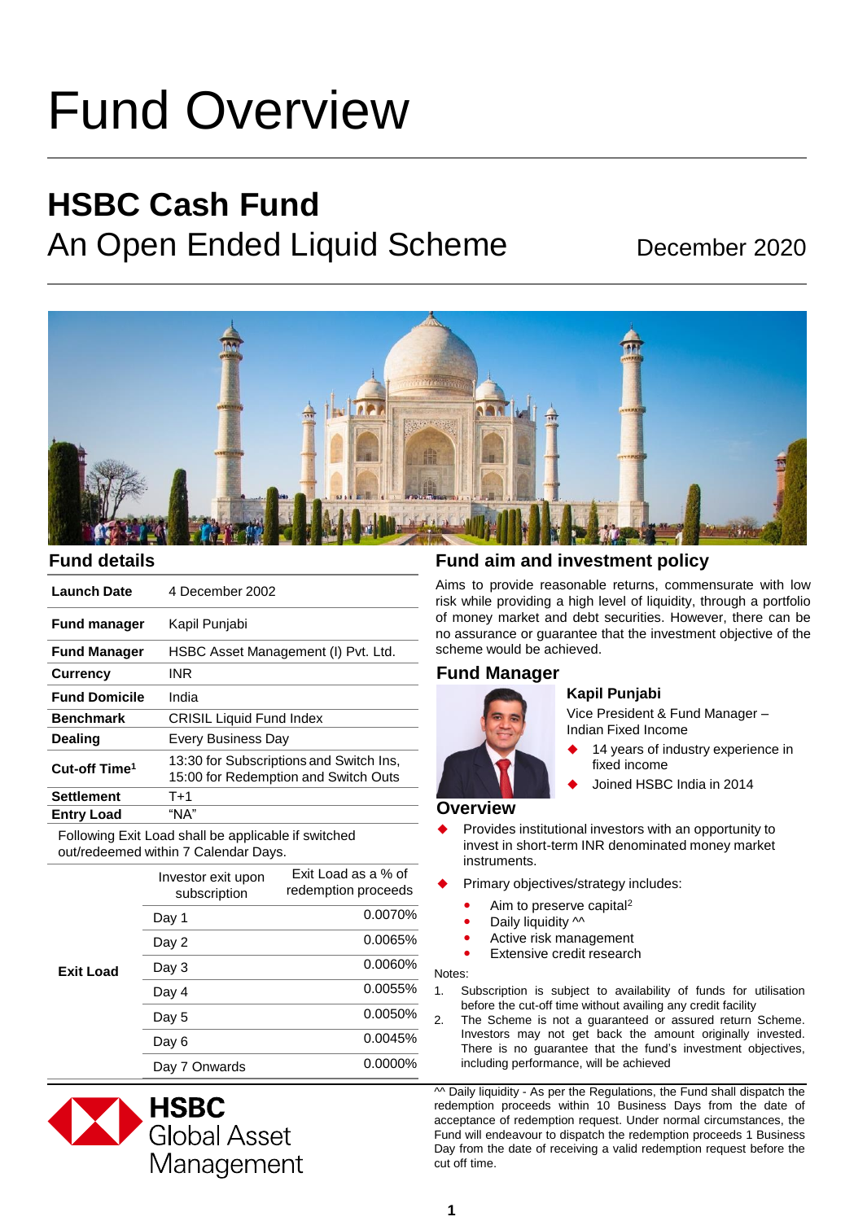# Fund Overview

## HSBC Cash Fund

An Open Ended Liquid Scheme

December 2020

### Fund details

| | |
|---|---|
| **Launch Date** | 4 December 2002 |
| **Fund manager** | Kapil Punjabi |
| **Fund Manager** | HSBC Asset Management (I) Pvt. Ltd. |
| **Currency** | INR |
| **Fund Domicile** | India |
| **Benchmark** | CRISIL Liquid Fund Index |
| **Dealing** | Every Business Day |
| **Cut-off Time[1]** | 13:30 for Subscriptions and Switch Ins, 15:00 for Redemption and Switch Outs |
| **Settlement** | T+1 |
| **Entry Load** | "NA" |

Following Exit Load shall be applicable if switched out/redeemed within 7 Calendar Days.

| | Investor exit upon subscription | Exit Load as a % of redemption proceeds |
|---|---|---|
| **Exit Load** | Day 1 | 0.0070% |
| | Day 2 | 0.0065% |
| | Day 3 | 0.0060% |
| | Day 4 | 0.0055% |
| | Day 5 | 0.0050% |
| | Day 6 | 0.0045% |
| | Day 7 Onwards | 0.0000% |

### Fund aim and investment policy

Aims to provide reasonable returns, commensurate with low risk while providing a high level of liquidity, through a portfolio of money market and debt securities. However, there can be no assurance or guarantee that the investment objective of the scheme would be achieved.

### Fund Manager

**Kapil Punjabi**

Vice President & Fund Manager – Indian Fixed Income

- 14 years of industry experience in fixed income
- Joined HSBC India in 2014

### Overview

- Provides institutional investors with an opportunity to invest in short-term INR denominated money market instruments.
- Primary objectives/strategy includes:
  - Aim to preserve capital[2]
  - Daily liquidity ^^
  - Active risk management
  - Extensive credit research

Notes:

1. Subscription is subject to availability of funds for utilisation before the cut-off time without availing any credit facility
2. The Scheme is not a guaranteed or assured return Scheme. Investors may not get back the amount originally invested. There is no guarantee that the fund's investment objectives, including performance, will be achieved

^^ Daily liquidity - As per the Regulations, the Fund shall dispatch the redemption proceeds within 10 Business Days from the date of acceptance of redemption request. Under normal circumstances, the Fund will endeavour to dispatch the redemption proceeds 1 Business Day from the date of receiving a valid redemption request before the cut off time.

HSBC Global Asset Management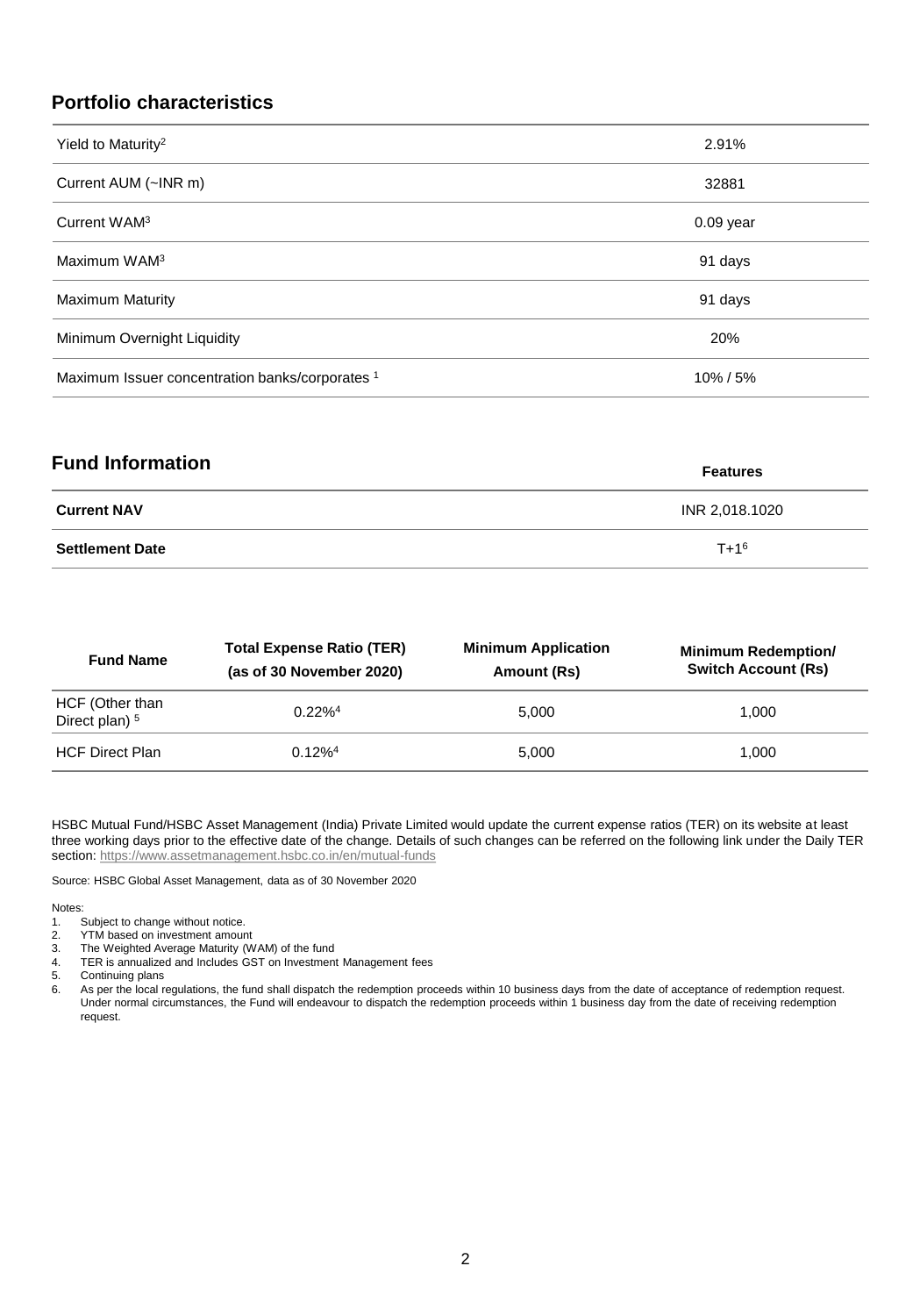## Portfolio characteristics

| | |
|---|---|
| Yield to Maturity[2] | 2.91% |
| Current AUM (~INR m) | 32881 |
| Current WAM[3] | 0.09 year |
| Maximum WAM[3] | 91 days |
| Maximum Maturity | 91 days |
| Minimum Overnight Liquidity | 20% |
| Maximum Issuer concentration banks/corporates [1] | 10% / 5% |

## Fund Information

| | Features |
|---|---|
| **Current NAV** | INR 2,018.1020 |
| **Settlement Date** | T+1[6] |

| Fund Name | Total Expense Ratio (TER) (as of 30 November 2020) | Minimum Application Amount (Rs) | Minimum Redemption/ Switch Account (Rs) |
|---|---|---|---|
| HCF (Other than Direct plan) [5] | 0.22%[4] | 5,000 | 1,000 |
| HCF Direct Plan | 0.12%[4] | 5,000 | 1,000 |

HSBC Mutual Fund/HSBC Asset Management (India) Private Limited would update the current expense ratios (TER) on its website at least three working days prior to the effective date of the change. Details of such changes can be referred on the following link under the Daily TER section: https://www.assetmanagement.hsbc.co.in/en/mutual-funds

Source: HSBC Global Asset Management, data as of 30 November 2020

Notes:

1. Subject to change without notice.
2. YTM based on investment amount
3. The Weighted Average Maturity (WAM) of the fund
4. TER is annualized and Includes GST on Investment Management fees
5. Continuing plans
6. As per the local regulations, the fund shall dispatch the redemption proceeds within 10 business days from the date of acceptance of redemption request. Under normal circumstances, the Fund will endeavour to dispatch the redemption proceeds within 1 business day from the date of receiving redemption request.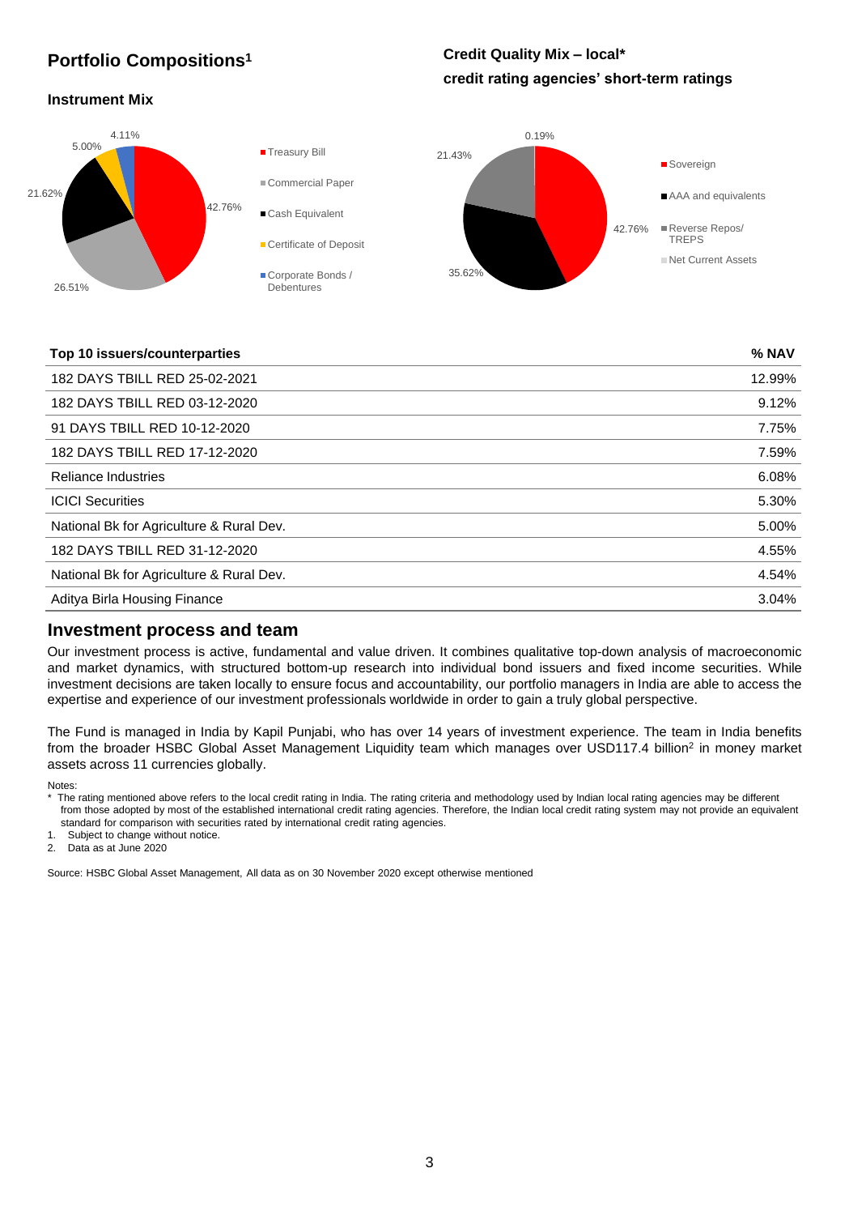## Portfolio Compositions[1]

### Instrument Mix

- Treasury Bill: 42.76%
- Commercial Paper: 26.51%
- Cash Equivalent: 21.62%
- Certificate of Deposit: 5.00%
- Corporate Bonds / Debentures: 4.11%

### Credit Quality Mix – local* credit rating agencies' short-term ratings

- Sovereign: 42.76%
- AAA and equivalents: 35.62%
- Reverse Repos/ TREPS: 21.43%
- Net Current Assets: 0.19%

| Top 10 issuers/counterparties | % NAV |
|---|---|
| 182 DAYS TBILL RED 25-02-2021 | 12.99% |
| 182 DAYS TBILL RED 03-12-2020 | 9.12% |
| 91 DAYS TBILL RED 10-12-2020 | 7.75% |
| 182 DAYS TBILL RED 17-12-2020 | 7.59% |
| Reliance Industries | 6.08% |
| ICICI Securities | 5.30% |
| National Bk for Agriculture & Rural Dev. | 5.00% |
| 182 DAYS TBILL RED 31-12-2020 | 4.55% |
| National Bk for Agriculture & Rural Dev. | 4.54% |
| Aditya Birla Housing Finance | 3.04% |

## Investment process and team

Our investment process is active, fundamental and value driven. It combines qualitative top-down analysis of macroeconomic and market dynamics, with structured bottom-up research into individual bond issuers and fixed income securities. While investment decisions are taken locally to ensure focus and accountability, our portfolio managers in India are able to access the expertise and experience of our investment professionals worldwide in order to gain a truly global perspective.

The Fund is managed in India by Kapil Punjabi, who has over 14 years of investment experience. The team in India benefits from the broader HSBC Global Asset Management Liquidity team which manages over USD117.4 billion[2] in money market assets across 11 currencies globally.

Notes:

* The rating mentioned above refers to the local credit rating in India. The rating criteria and methodology used by Indian local rating agencies may be different from those adopted by most of the established international credit rating agencies. Therefore, the Indian local credit rating system may not provide an equivalent standard for comparison with securities rated by international credit rating agencies.

1. Subject to change without notice.
2. Data as at June 2020

Source: HSBC Global Asset Management, All data as on 30 November 2020 except otherwise mentioned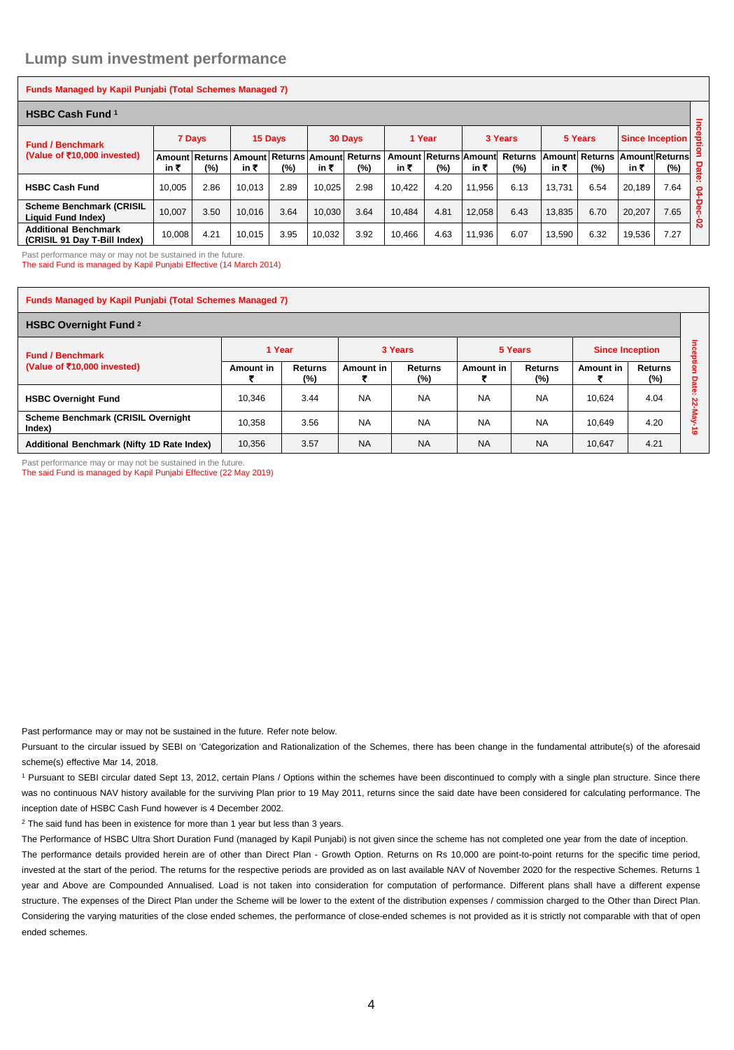## Lump sum investment performance

**Funds Managed by Kapil Punjabi (Total Schemes Managed 7)**

### HSBC Cash Fund [1]

| Fund / Benchmark (Value of ₹10,000 invested) | 7 Days | | 15 Days | | 30 Days | | 1 Year | | 3 Years | | 5 Years | | Since Inception | | Inception Date: 04-Dec-02 |
|---|---|---|---|---|---|---|---|---|---|---|---|---|---|---|---|
| | Amount in ₹ | Returns (%) | Amount in ₹ | Returns (%) | Amount in ₹ | Returns (%) | Amount in ₹ | Returns (%) | Amount in ₹ | Returns (%) | Amount in ₹ | Returns (%) | Amount in ₹ | Returns (%) | |
| **HSBC Cash Fund** | 10,005 | 2.86 | 10,013 | 2.89 | 10,025 | 2.98 | 10,422 | 4.20 | 11,956 | 6.13 | 13,731 | 6.54 | 20,189 | 7.64 | |
| **Scheme Benchmark (CRISIL Liquid Fund Index)** | 10,007 | 3.50 | 10,016 | 3.64 | 10,030 | 3.64 | 10,484 | 4.81 | 12,058 | 6.43 | 13,835 | 6.70 | 20,207 | 7.65 | |
| **Additional Benchmark (CRISIL 91 Day T-Bill Index)** | 10,008 | 4.21 | 10,015 | 3.95 | 10,032 | 3.92 | 10,466 | 4.63 | 11,936 | 6.07 | 13,590 | 6.32 | 19,536 | 7.27 | |

Past performance may or may not be sustained in the future.
The said Fund is managed by Kapil Punjabi Effective (14 March 2014)

**Funds Managed by Kapil Punjabi (Total Schemes Managed 7)**

### HSBC Overnight Fund [2]

| Fund / Benchmark (Value of ₹10,000 invested) | 1 Year | | 3 Years | | 5 Years | | Since Inception | | Inception Date: 22-May-19 |
|---|---|---|---|---|---|---|---|---|---|
| | Amount in ₹ | Returns (%) | Amount in ₹ | Returns (%) | Amount in ₹ | Returns (%) | Amount in ₹ | Returns (%) | |
| **HSBC Overnight Fund** | 10,346 | 3.44 | NA | NA | NA | NA | 10,624 | 4.04 | |
| **Scheme Benchmark (CRISIL Overnight Index)** | 10,358 | 3.56 | NA | NA | NA | NA | 10,649 | 4.20 | |
| **Additional Benchmark (Nifty 1D Rate Index)** | 10,356 | 3.57 | NA | NA | NA | NA | 10,647 | 4.21 | |

Past performance may or may not be sustained in the future.
The said Fund is managed by Kapil Punjabi Effective (22 May 2019)

Past performance may or may not be sustained in the future. Refer note below.

Pursuant to the circular issued by SEBI on 'Categorization and Rationalization of the Schemes, there has been change in the fundamental attribute(s) of the aforesaid scheme(s) effective Mar 14, 2018.

[1] Pursuant to SEBI circular dated Sept 13, 2012, certain Plans / Options within the schemes have been discontinued to comply with a single plan structure. Since there was no continuous NAV history available for the surviving Plan prior to 19 May 2011, returns since the said date have been considered for calculating performance. The inception date of HSBC Cash Fund however is 4 December 2002.

[2] The said fund has been in existence for more than 1 year but less than 3 years.

The Performance of HSBC Ultra Short Duration Fund (managed by Kapil Punjabi) is not given since the scheme has not completed one year from the date of inception.

The performance details provided herein are of other than Direct Plan - Growth Option. Returns on Rs 10,000 are point-to-point returns for the specific time period, invested at the start of the period. The returns for the respective periods are provided as on last available NAV of November 2020 for the respective Schemes. Returns 1 year and Above are Compounded Annualised. Load is not taken into consideration for computation of performance. Different plans shall have a different expense structure. The expenses of the Direct Plan under the Scheme will be lower to the extent of the distribution expenses / commission charged to the Other than Direct Plan. Considering the varying maturities of the close ended schemes, the performance of close-ended schemes is not provided as it is strictly not comparable with that of open ended schemes.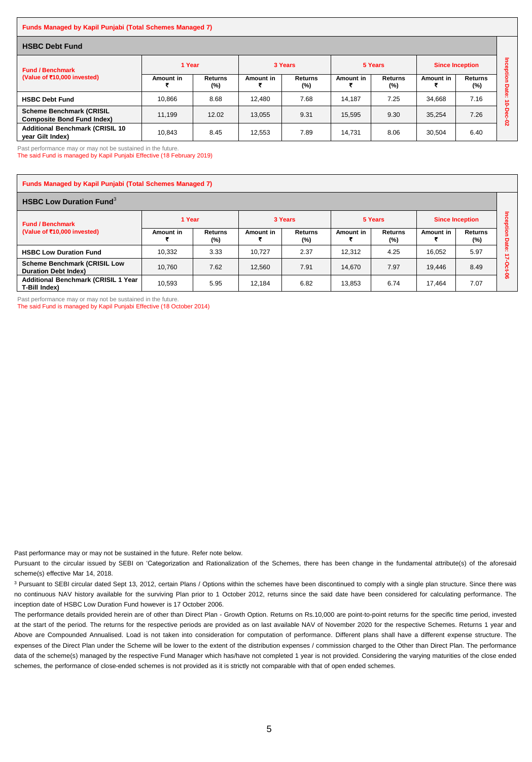**Funds Managed by Kapil Punjabi (Total Schemes Managed 7)**

### HSBC Debt Fund

| Fund / Benchmark (Value of ₹10,000 invested) | 1 Year | | 3 Years | | 5 Years | | Since Inception | | Inception Date: 10-Dec-02 |
|---|---|---|---|---|---|---|---|---|---|
| | Amount in ₹ | Returns (%) | Amount in ₹ | Returns (%) | Amount in ₹ | Returns (%) | Amount in ₹ | Returns (%) | |
| **HSBC Debt Fund** | 10,866 | 8.68 | 12,480 | 7.68 | 14,187 | 7.25 | 34,668 | 7.16 | |
| **Scheme Benchmark (CRISIL Composite Bond Fund Index)** | 11,199 | 12.02 | 13,055 | 9.31 | 15,595 | 9.30 | 35,254 | 7.26 | |
| **Additional Benchmark (CRISIL 10 year Gilt Index)** | 10,843 | 8.45 | 12,553 | 7.89 | 14,731 | 8.06 | 30,504 | 6.40 | |

Past performance may or may not be sustained in the future.
The said Fund is managed by Kapil Punjabi Effective (18 February 2019)

**Funds Managed by Kapil Punjabi (Total Schemes Managed 7)**

### HSBC Low Duration Fund[3]

| Fund / Benchmark (Value of ₹10,000 invested) | 1 Year | | 3 Years | | 5 Years | | Since Inception | | Inception Date: 17-Oct-06 |
|---|---|---|---|---|---|---|---|---|---|
| | Amount in ₹ | Returns (%) | Amount in ₹ | Returns (%) | Amount in ₹ | Returns (%) | Amount in ₹ | Returns (%) | |
| **HSBC Low Duration Fund** | 10,332 | 3.33 | 10,727 | 2.37 | 12,312 | 4.25 | 16,052 | 5.97 | |
| **Scheme Benchmark (CRISIL Low Duration Debt Index)** | 10,760 | 7.62 | 12,560 | 7.91 | 14,670 | 7.97 | 19,446 | 8.49 | |
| **Additional Benchmark (CRISIL 1 Year T-Bill Index)** | 10,593 | 5.95 | 12,184 | 6.82 | 13,853 | 6.74 | 17,464 | 7.07 | |

Past performance may or may not be sustained in the future.
The said Fund is managed by Kapil Punjabi Effective (18 October 2014)

Past performance may or may not be sustained in the future. Refer note below.

Pursuant to the circular issued by SEBI on 'Categorization and Rationalization of the Schemes, there has been change in the fundamental attribute(s) of the aforesaid scheme(s) effective Mar 14, 2018.

[3] Pursuant to SEBI circular dated Sept 13, 2012, certain Plans / Options within the schemes have been discontinued to comply with a single plan structure. Since there was no continuous NAV history available for the surviving Plan prior to 1 October 2012, returns since the said date have been considered for calculating performance. The inception date of HSBC Low Duration Fund however is 17 October 2006.

The performance details provided herein are of other than Direct Plan - Growth Option. Returns on Rs.10,000 are point-to-point returns for the specific time period, invested at the start of the period. The returns for the respective periods are provided as on last available NAV of November 2020 for the respective Schemes. Returns 1 year and Above are Compounded Annualised. Load is not taken into consideration for computation of performance. Different plans shall have a different expense structure. The expenses of the Direct Plan under the Scheme will be lower to the extent of the distribution expenses / commission charged to the Other than Direct Plan. The performance data of the scheme(s) managed by the respective Fund Manager which has/have not completed 1 year is not provided. Considering the varying maturities of the close ended schemes, the performance of close-ended schemes is not provided as it is strictly not comparable with that of open ended schemes.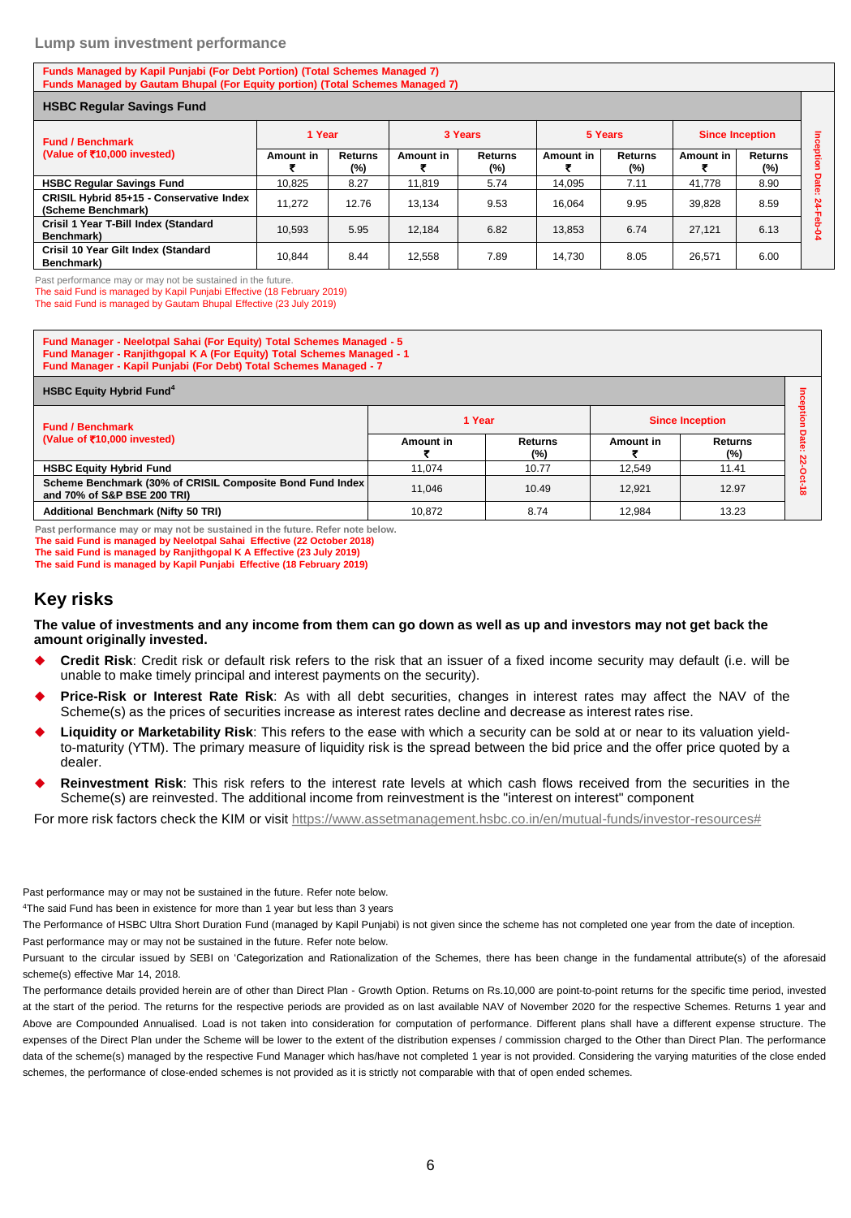## Lump sum investment performance

**Funds Managed by Kapil Punjabi (For Debt Portion) (Total Schemes Managed 7)**
**Funds Managed by Gautam Bhupal (For Equity portion) (Total Schemes Managed 7)**

**HSBC Regular Savings Fund**

| Fund / Benchmark (Value of ₹10,000 invested) | 1 Year | | 3 Years | | 5 Years | | Since Inception | | Inception Date: 24-Feb-04 |
|---|---|---|---|---|---|---|---|---|---|
| | Amount in ₹ | Returns (%) | Amount in ₹ | Returns (%) | Amount in ₹ | Returns (%) | Amount in ₹ | Returns (%) | |
| HSBC Regular Savings Fund | 10,825 | 8.27 | 11,819 | 5.74 | 14,095 | 7.11 | 41,778 | 8.90 | |
| CRISIL Hybrid 85+15 - Conservative Index (Scheme Benchmark) | 11,272 | 12.76 | 13,134 | 9.53 | 16,064 | 9.95 | 39,828 | 8.59 | |
| Crisil 1 Year T-Bill Index (Standard Benchmark) | 10,593 | 5.95 | 12,184 | 6.82 | 13,853 | 6.74 | 27,121 | 6.13 | |
| Crisil 10 Year Gilt Index (Standard Benchmark) | 10,844 | 8.44 | 12,558 | 7.89 | 14,730 | 8.05 | 26,571 | 6.00 | |

Past performance may or may not be sustained in the future.
The said Fund is managed by Kapil Punjabi Effective (18 February 2019)
The said Fund is managed by Gautam Bhupal Effective (23 July 2019)

**Fund Manager - Neelotpal Sahai (For Equity) Total Schemes Managed - 5**
**Fund Manager - Ranjithgopal K A (For Equity) Total Schemes Managed - 1**
**Fund Manager - Kapil Punjabi (For Debt) Total Schemes Managed - 7**

**HSBC Equity Hybrid Fund[4]**

| Fund / Benchmark (Value of ₹10,000 invested) | 1 Year | | Since Inception | | Inception Date: 22-Oct-18 |
|---|---|---|---|---|---|
| | Amount in ₹ | Returns (%) | Amount in ₹ | Returns (%) | |
| HSBC Equity Hybrid Fund | 11,074 | 10.77 | 12,549 | 11.41 | |
| Scheme Benchmark (30% of CRISIL Composite Bond Fund Index and 70% of S&P BSE 200 TRI) | 11,046 | 10.49 | 12,921 | 12.97 | |
| Additional Benchmark (Nifty 50 TRI) | 10,872 | 8.74 | 12,984 | 13.23 | |

**Past performance may or may not be sustained in the future. Refer note below.**
**The said Fund is managed by Neelotpal Sahai Effective (22 October 2018)**
**The said Fund is managed by Ranjithgopal K A Effective (23 July 2019)**
**The said Fund is managed by Kapil Punjabi Effective (18 February 2019)**

## Key risks

**The value of investments and any income from them can go down as well as up and investors may not get back the amount originally invested.**

- **Credit Risk**: Credit risk or default risk refers to the risk that an issuer of a fixed income security may default (i.e. will be unable to make timely principal and interest payments on the security).
- **Price-Risk or Interest Rate Risk**: As with all debt securities, changes in interest rates may affect the NAV of the Scheme(s) as the prices of securities increase as interest rates decline and decrease as interest rates rise.
- **Liquidity or Marketability Risk**: This refers to the ease with which a security can be sold at or near to its valuation yield-to-maturity (YTM). The primary measure of liquidity risk is the spread between the bid price and the offer price quoted by a dealer.
- **Reinvestment Risk**: This risk refers to the interest rate levels at which cash flows received from the securities in the Scheme(s) are reinvested. The additional income from reinvestment is the "interest on interest" component

For more risk factors check the KIM or visit https://www.assetmanagement.hsbc.co.in/en/mutual-funds/investor-resources#

Past performance may or may not be sustained in the future. Refer note below.

[4]The said Fund has been in existence for more than 1 year but less than 3 years

The Performance of HSBC Ultra Short Duration Fund (managed by Kapil Punjabi) is not given since the scheme has not completed one year from the date of inception.

Past performance may or may not be sustained in the future. Refer note below.

Pursuant to the circular issued by SEBI on 'Categorization and Rationalization of the Schemes, there has been change in the fundamental attribute(s) of the aforesaid scheme(s) effective Mar 14, 2018.

The performance details provided herein are of other than Direct Plan - Growth Option. Returns on Rs.10,000 are point-to-point returns for the specific time period, invested at the start of the period. The returns for the respective periods are provided as on last available NAV of November 2020 for the respective Schemes. Returns 1 year and Above are Compounded Annualised. Load is not taken into consideration for computation of performance. Different plans shall have a different expense structure. The expenses of the Direct Plan under the Scheme will be lower to the extent of the distribution expenses / commission charged to the Other than Direct Plan. The performance data of the scheme(s) managed by the respective Fund Manager which has/have not completed 1 year is not provided. Considering the varying maturities of the close ended schemes, the performance of close-ended schemes is not provided as it is strictly not comparable with that of open ended schemes.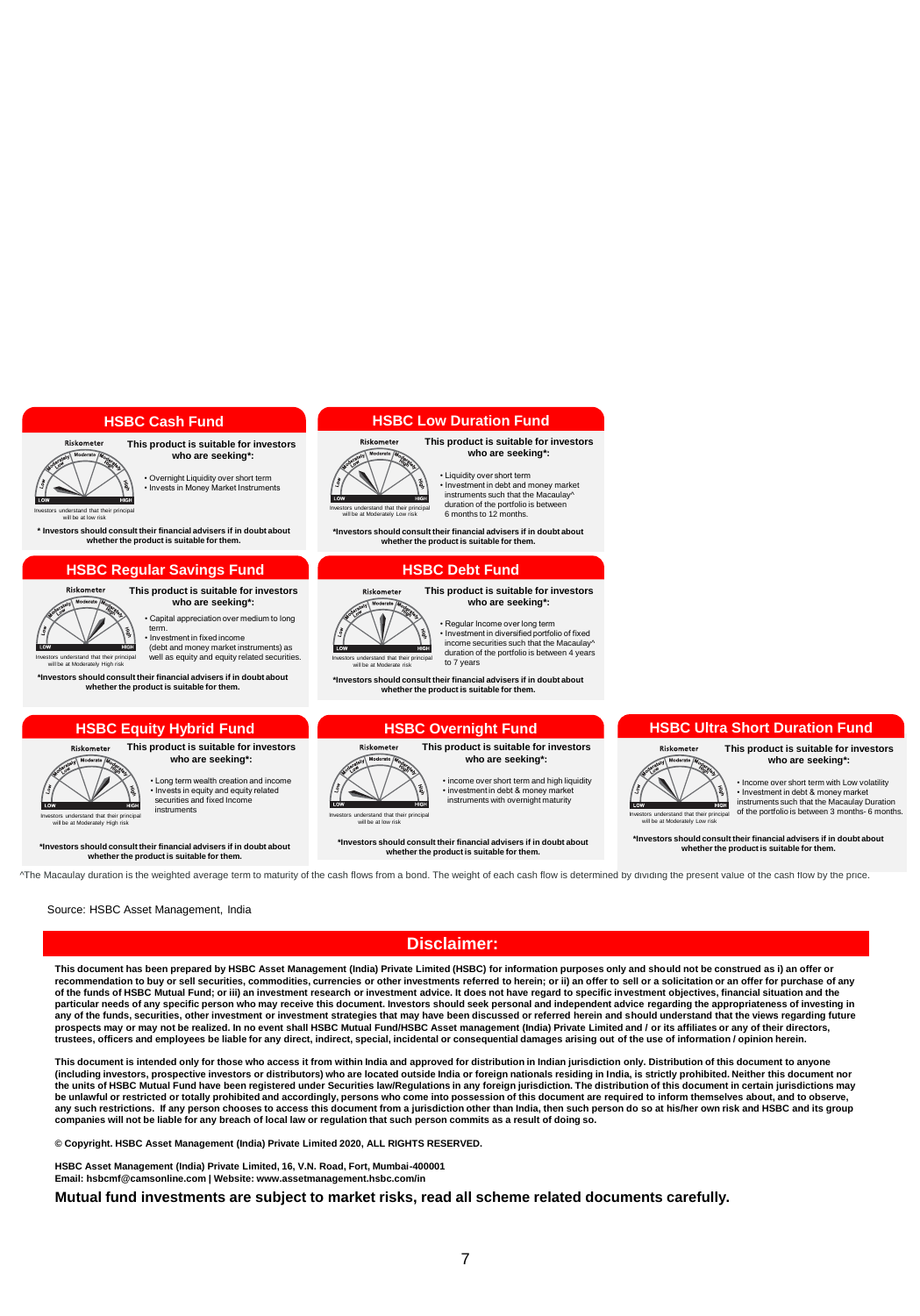## HSBC Cash Fund

Riskometer

LOW HIGH

Investors understand that their principal will be at low risk

**This product is suitable for investors who are seeking*:**

- Overnight Liquidity over short term
- Invests in Money Market Instruments

**\* Investors should consult their financial advisers if in doubt about whether the product is suitable for them.**

## HSBC Low Duration Fund

Riskometer

LOW HIGH

Investors understand that their principal will be at Moderately Low risk

**This product is suitable for investors who are seeking*:**

- Liquidity over short term
- Investment in debt and money market instruments such that the Macaulay^ duration of the portfolio is between 6 months to 12 months.

***Investors should consult their financial advisers if in doubt about whether the product is suitable for them.**

## HSBC Regular Savings Fund

Riskometer

LOW HIGH

Investors understand that their principal will be at Moderately High risk

**This product is suitable for investors who are seeking*:**

- Capital appreciation over medium to long term.
- Investment in fixed income (debt and money market instruments) as well as equity and equity related securities.

***Investors should consult their financial advisers if in doubt about whether the product is suitable for them.**

## HSBC Debt Fund

Riskometer

LOW HIGH

Investors understand that their principal will be at Moderate risk

**This product is suitable for investors who are seeking*:**

- Regular Income over long term
- Investment in diversified portfolio of fixed income securities such that the Macaulay^ duration of the portfolio is between 4 years to 7 years

***Investors should consult their financial advisers if in doubt about whether the product is suitable for them.**

## HSBC Equity Hybrid Fund

Riskometer

LOW HIGH

Investors understand that their principal will be at Moderately High risk

**This product is suitable for investors who are seeking*:**

- Long term wealth creation and income
- Invests in equity and equity related securities and fixed Income instruments

***Investors should consult their financial advisers if in doubt about whether the product is suitable for them.**

## HSBC Overnight Fund

Riskometer

LOW HIGH

Investors understand that their principal will be at low risk

**This product is suitable for investors who are seeking*:**

- income over short term and high liquidity
- investment in debt & money market instruments with overnight maturity

***Investors should consult their financial advisers if in doubt about whether the product is suitable for them.**

## HSBC Ultra Short Duration Fund

Riskometer

LOW HIGH

Investors understand that their principal will be at Moderately Low risk

**This product is suitable for investors who are seeking*:**

- Income over short term with Low volatility
- Investment in debt & money market instruments such that the Macaulay Duration of the portfolio is between 3 months- 6 months.

***Investors should consult their financial advisers if in doubt about whether the product is suitable for them.**

^The Macaulay duration is the weighted average term to maturity of the cash flows from a bond. The weight of each cash flow is determined by dividing the present value of the cash flow by the price.

Source: HSBC Asset Management, India

## Disclaimer:

**This document has been prepared by HSBC Asset Management (India) Private Limited (HSBC) for information purposes only and should not be construed as i) an offer or recommendation to buy or sell securities, commodities, currencies or other investments referred to herein; or ii) an offer to sell or a solicitation or an offer for purchase of any of the funds of HSBC Mutual Fund; or iii) an investment research or investment advice. It does not have regard to specific investment objectives, financial situation and the particular needs of any specific person who may receive this document. Investors should seek personal and independent advice regarding the appropriateness of investing in any of the funds, securities, other investment or investment strategies that may have been discussed or referred herein and should understand that the views regarding future prospects may or may not be realized. In no event shall HSBC Mutual Fund/HSBC Asset management (India) Private Limited and / or its affiliates or any of their directors, trustees, officers and employees be liable for any direct, indirect, special, incidental or consequential damages arising out of the use of information / opinion herein.**

**This document is intended only for those who access it from within India and approved for distribution in Indian jurisdiction only. Distribution of this document to anyone (including investors, prospective investors or distributors) who are located outside India or foreign nationals residing in India, is strictly prohibited. Neither this document nor the units of HSBC Mutual Fund have been registered under Securities law/Regulations in any foreign jurisdiction. The distribution of this document in certain jurisdictions may be unlawful or restricted or totally prohibited and accordingly, persons who come into possession of this document are required to inform themselves about, and to observe, any such restrictions. If any person chooses to access this document from a jurisdiction other than India, then such person do so at his/her own risk and HSBC and its group companies will not be liable for any breach of local law or regulation that such person commits as a result of doing so.**

**© Copyright. HSBC Asset Management (India) Private Limited 2020, ALL RIGHTS RESERVED.**

**HSBC Asset Management (India) Private Limited, 16, V.N. Road, Fort, Mumbai-400001**
**Email: hsbcmf@camsonline.com | Website: www.assetmanagement.hsbc.com/in**

**Mutual fund investments are subject to market risks, read all scheme related documents carefully.**